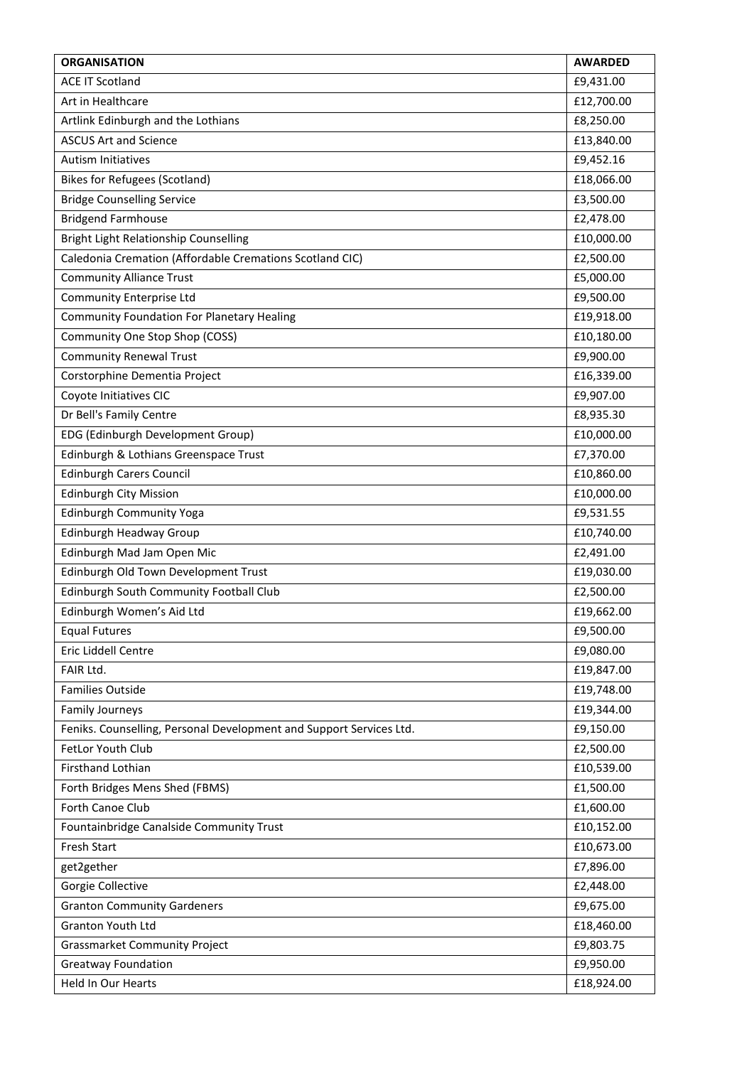| ORGANISATION | AWARDED |
| --- | --- |
| ACE IT Scotland | £9,431.00 |
| Art in Healthcare | £12,700.00 |
| Artlink Edinburgh and the Lothians | £8,250.00 |
| ASCUS Art and Science | £13,840.00 |
| Autism Initiatives | £9,452.16 |
| Bikes for Refugees (Scotland) | £18,066.00 |
| Bridge Counselling Service | £3,500.00 |
| Bridgend Farmhouse | £2,478.00 |
| Bright Light Relationship Counselling | £10,000.00 |
| Caledonia Cremation (Affordable Cremations Scotland CIC) | £2,500.00 |
| Community Alliance Trust | £5,000.00 |
| Community Enterprise Ltd | £9,500.00 |
| Community Foundation For Planetary Healing | £19,918.00 |
| Community One Stop Shop (COSS) | £10,180.00 |
| Community Renewal Trust | £9,900.00 |
| Corstorphine Dementia Project | £16,339.00 |
| Coyote Initiatives CIC | £9,907.00 |
| Dr Bell's Family Centre | £8,935.30 |
| EDG (Edinburgh Development Group) | £10,000.00 |
| Edinburgh & Lothians Greenspace Trust | £7,370.00 |
| Edinburgh Carers Council | £10,860.00 |
| Edinburgh City Mission | £10,000.00 |
| Edinburgh Community Yoga | £9,531.55 |
| Edinburgh Headway Group | £10,740.00 |
| Edinburgh Mad Jam Open Mic | £2,491.00 |
| Edinburgh Old Town Development Trust | £19,030.00 |
| Edinburgh South Community Football Club | £2,500.00 |
| Edinburgh Women's Aid Ltd | £19,662.00 |
| Equal Futures | £9,500.00 |
| Eric Liddell Centre | £9,080.00 |
| FAIR Ltd. | £19,847.00 |
| Families Outside | £19,748.00 |
| Family Journeys | £19,344.00 |
| Feniks. Counselling, Personal Development and Support Services Ltd. | £9,150.00 |
| FetLor Youth Club | £2,500.00 |
| Firsthand Lothian | £10,539.00 |
| Forth Bridges Mens Shed (FBMS) | £1,500.00 |
| Forth Canoe Club | £1,600.00 |
| Fountainbridge Canalside Community Trust | £10,152.00 |
| Fresh Start | £10,673.00 |
| get2gether | £7,896.00 |
| Gorgie Collective | £2,448.00 |
| Granton Community Gardeners | £9,675.00 |
| Granton Youth Ltd | £18,460.00 |
| Grassmarket Community Project | £9,803.75 |
| Greatway Foundation | £9,950.00 |
| Held In Our Hearts | £18,924.00 |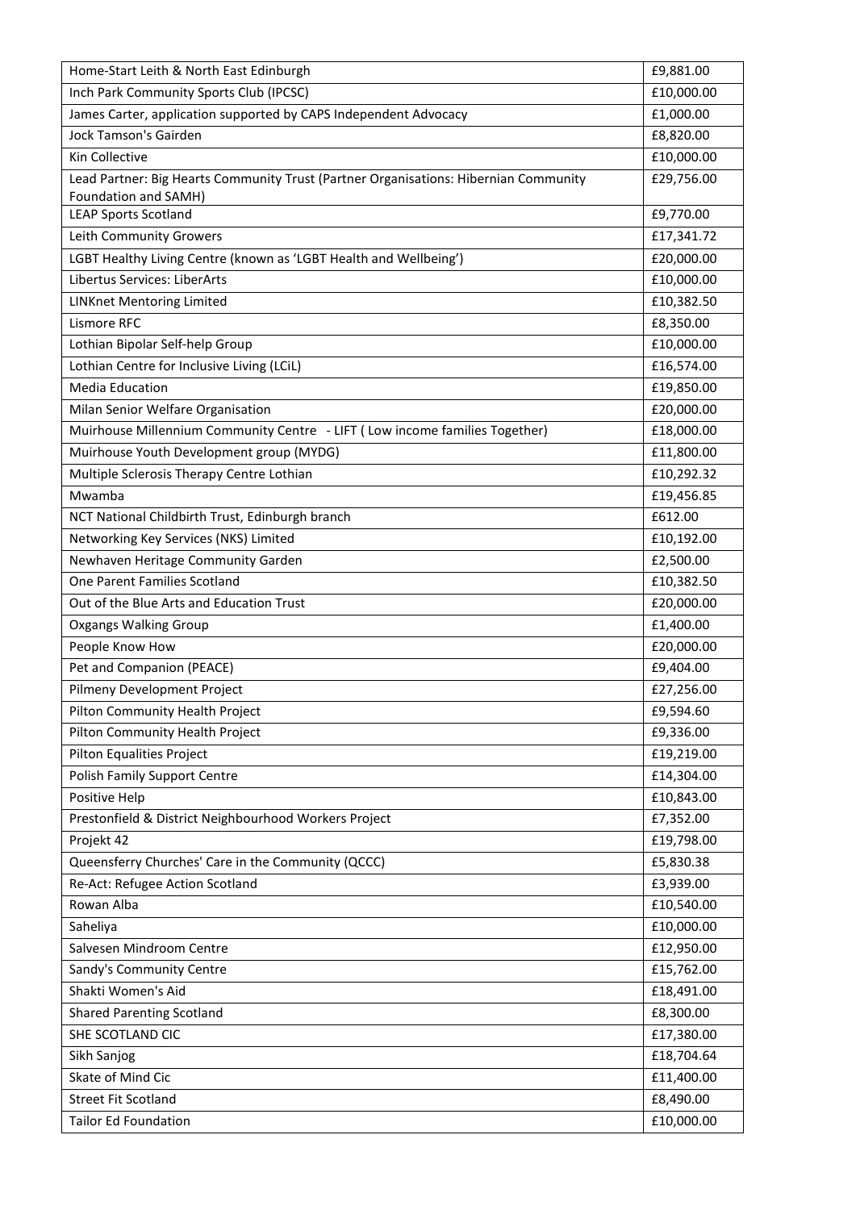| | |
|---|---|
| Home-Start Leith & North East Edinburgh | £9,881.00 |
| Inch Park Community Sports Club (IPCSC) | £10,000.00 |
| James Carter, application supported by CAPS Independent Advocacy | £1,000.00 |
| Jock Tamson's Gairden | £8,820.00 |
| Kin Collective | £10,000.00 |
| Lead Partner: Big Hearts Community Trust (Partner Organisations: Hibernian Community Foundation and SAMH) | £29,756.00 |
| LEAP Sports Scotland | £9,770.00 |
| Leith Community Growers | £17,341.72 |
| LGBT Healthy Living Centre (known as 'LGBT Health and Wellbeing') | £20,000.00 |
| Libertus Services: LiberArts | £10,000.00 |
| LINKnet Mentoring Limited | £10,382.50 |
| Lismore RFC | £8,350.00 |
| Lothian Bipolar Self-help Group | £10,000.00 |
| Lothian Centre for Inclusive Living (LCiL) | £16,574.00 |
| Media Education | £19,850.00 |
| Milan Senior Welfare Organisation | £20,000.00 |
| Muirhouse Millennium Community Centre - LIFT ( Low income families Together) | £18,000.00 |
| Muirhouse Youth Development group (MYDG) | £11,800.00 |
| Multiple Sclerosis Therapy Centre Lothian | £10,292.32 |
| Mwamba | £19,456.85 |
| NCT National Childbirth Trust, Edinburgh branch | £612.00 |
| Networking Key Services (NKS) Limited | £10,192.00 |
| Newhaven Heritage Community Garden | £2,500.00 |
| One Parent Families Scotland | £10,382.50 |
| Out of the Blue Arts and Education Trust | £20,000.00 |
| Oxgangs Walking Group | £1,400.00 |
| People Know How | £20,000.00 |
| Pet and Companion (PEACE) | £9,404.00 |
| Pilmeny Development Project | £27,256.00 |
| Pilton Community Health Project | £9,594.60 |
| Pilton Community Health Project | £9,336.00 |
| Pilton Equalities Project | £19,219.00 |
| Polish Family Support Centre | £14,304.00 |
| Positive Help | £10,843.00 |
| Prestonfield & District Neighbourhood Workers Project | £7,352.00 |
| Projekt 42 | £19,798.00 |
| Queensferry Churches' Care in the Community (QCCC) | £5,830.38 |
| Re-Act: Refugee Action Scotland | £3,939.00 |
| Rowan Alba | £10,540.00 |
| Saheliya | £10,000.00 |
| Salvesen Mindroom Centre | £12,950.00 |
| Sandy's Community Centre | £15,762.00 |
| Shakti Women's Aid | £18,491.00 |
| Shared Parenting Scotland | £8,300.00 |
| SHE SCOTLAND CIC | £17,380.00 |
| Sikh Sanjog | £18,704.64 |
| Skate of Mind Cic | £11,400.00 |
| Street Fit Scotland | £8,490.00 |
| Tailor Ed Foundation | £10,000.00 |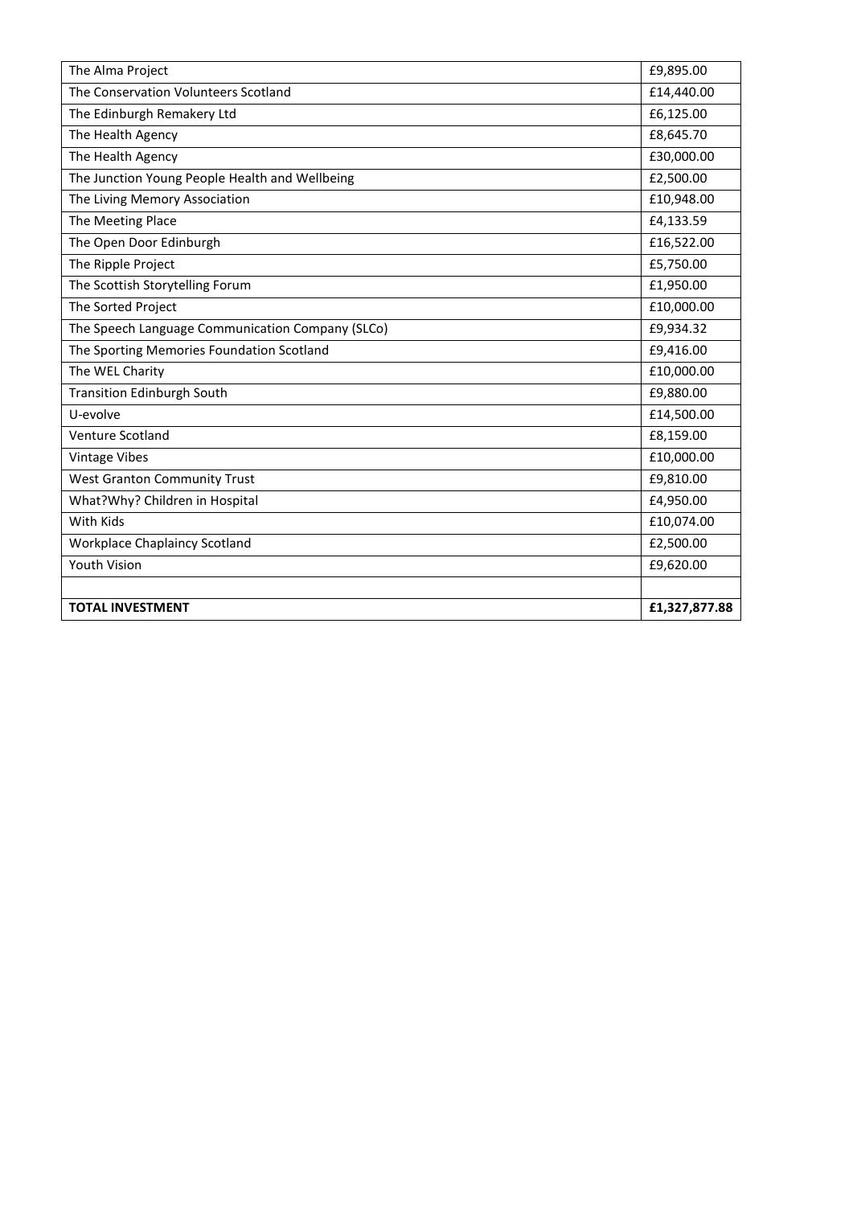| | |
|---|---|
| The Alma Project | £9,895.00 |
| The Conservation Volunteers Scotland | £14,440.00 |
| The Edinburgh Remakery Ltd | £6,125.00 |
| The Health Agency | £8,645.70 |
| The Health Agency | £30,000.00 |
| The Junction Young People Health and Wellbeing | £2,500.00 |
| The Living Memory Association | £10,948.00 |
| The Meeting Place | £4,133.59 |
| The Open Door Edinburgh | £16,522.00 |
| The Ripple Project | £5,750.00 |
| The Scottish Storytelling Forum | £1,950.00 |
| The Sorted Project | £10,000.00 |
| The Speech Language Communication Company (SLCo) | £9,934.32 |
| The Sporting Memories Foundation Scotland | £9,416.00 |
| The WEL Charity | £10,000.00 |
| Transition Edinburgh South | £9,880.00 |
| U-evolve | £14,500.00 |
| Venture Scotland | £8,159.00 |
| Vintage Vibes | £10,000.00 |
| West Granton Community Trust | £9,810.00 |
| What?Why? Children in Hospital | £4,950.00 |
| With Kids | £10,074.00 |
| Workplace Chaplaincy Scotland | £2,500.00 |
| Youth Vision | £9,620.00 |
| | |
| **TOTAL INVESTMENT** | **£1,327,877.88** |